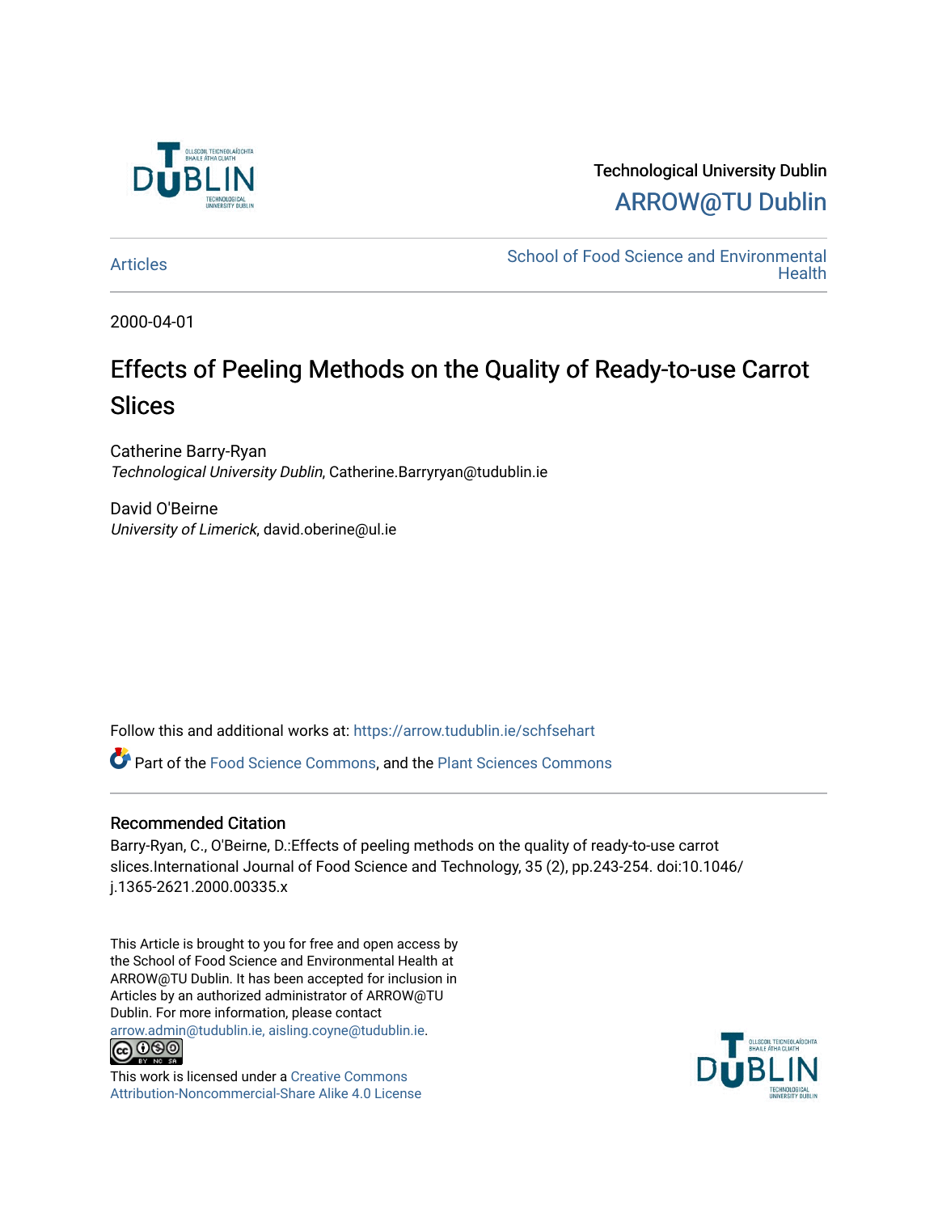Technological University Dublin

ARROW@TU Dublin

Articles

School of Food Science and Environmental Health

2000-04-01

# Effects of Peeling Methods on the Quality of Ready-to-use Carrot Slices

Catherine Barry-Ryan
*Technological University Dublin*, Catherine.Barryryan@tudublin.ie

David O'Beirne
*University of Limerick*, david.oberine@ul.ie

Follow this and additional works at: https://arrow.tudublin.ie/schfsehart

Part of the Food Science Commons, and the Plant Sciences Commons

## Recommended Citation

Barry-Ryan, C., O'Beirne, D.:Effects of peeling methods on the quality of ready-to-use carrot slices.International Journal of Food Science and Technology, 35 (2), pp.243-254. doi:10.1046/j.1365-2621.2000.00335.x

This Article is brought to you for free and open access by the School of Food Science and Environmental Health at ARROW@TU Dublin. It has been accepted for inclusion in Articles by an authorized administrator of ARROW@TU Dublin. For more information, please contact arrow.admin@tudublin.ie, aisling.coyne@tudublin.ie.

This work is licensed under a Creative Commons Attribution-Noncommercial-Share Alike 4.0 License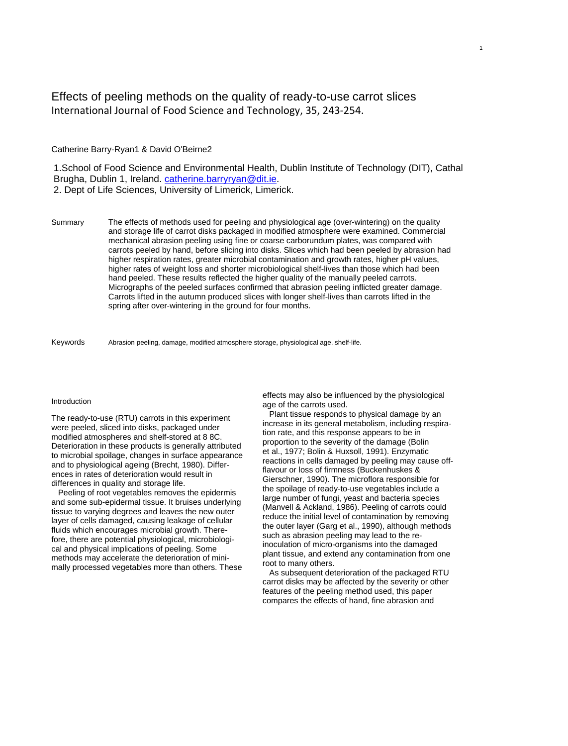# Effects of peeling methods on the quality of ready-to-use carrot slices

International Journal of Food Science and Technology, 35, 243-254.

Catherine Barry-Ryan1 & David O'Beirne2

1.School of Food Science and Environmental Health, Dublin Institute of Technology (DIT), Cathal Brugha, Dublin 1, Ireland. catherine.barryryan@dit.ie.
2. Dept of Life Sciences, University of Limerick, Limerick.

**Summary** The effects of methods used for peeling and physiological age (over-wintering) on the quality and storage life of carrot disks packaged in modified atmosphere were examined. Commercial mechanical abrasion peeling using fine or coarse carborundum plates, was compared with carrots peeled by hand, before slicing into disks. Slices which had been peeled by abrasion had higher respiration rates, greater microbial contamination and growth rates, higher pH values, higher rates of weight loss and shorter microbiological shelf-lives than those which had been hand peeled. These results reflected the higher quality of the manually peeled carrots. Micrographs of the peeled surfaces confirmed that abrasion peeling inflicted greater damage. Carrots lifted in the autumn produced slices with longer shelf-lives than carrots lifted in the spring after over-wintering in the ground for four months.

**Keywords** Abrasion peeling, damage, modified atmosphere storage, physiological age, shelf-life.

## Introduction

The ready-to-use (RTU) carrots in this experiment were peeled, sliced into disks, packaged under modified atmospheres and shelf-stored at 8 8C. Deterioration in these products is generally attributed to microbial spoilage, changes in surface appearance and to physiological ageing (Brecht, 1980). Differences in rates of deterioration would result in differences in quality and storage life.

Peeling of root vegetables removes the epidermis and some sub-epidermal tissue. It bruises underlying tissue to varying degrees and leaves the new outer layer of cells damaged, causing leakage of cellular fluids which encourages microbial growth. Therefore, there are potential physiological, microbiological and physical implications of peeling. Some methods may accelerate the deterioration of minimally processed vegetables more than others. These effects may also be influenced by the physiological age of the carrots used.

Plant tissue responds to physical damage by an increase in its general metabolism, including respiration rate, and this response appears to be in proportion to the severity of the damage (Bolin et al., 1977; Bolin & Huxsoll, 1991). Enzymatic reactions in cells damaged by peeling may cause off-flavour or loss of firmness (Buckenhuskes & Gierschner, 1990). The microflora responsible for the spoilage of ready-to-use vegetables include a large number of fungi, yeast and bacteria species (Manvell & Ackland, 1986). Peeling of carrots could reduce the initial level of contamination by removing the outer layer (Garg et al., 1990), although methods such as abrasion peeling may lead to the re-inoculation of micro-organisms into the damaged plant tissue, and extend any contamination from one root to many others.

As subsequent deterioration of the packaged RTU carrot disks may be affected by the severity or other features of the peeling method used, this paper compares the effects of hand, fine abrasion and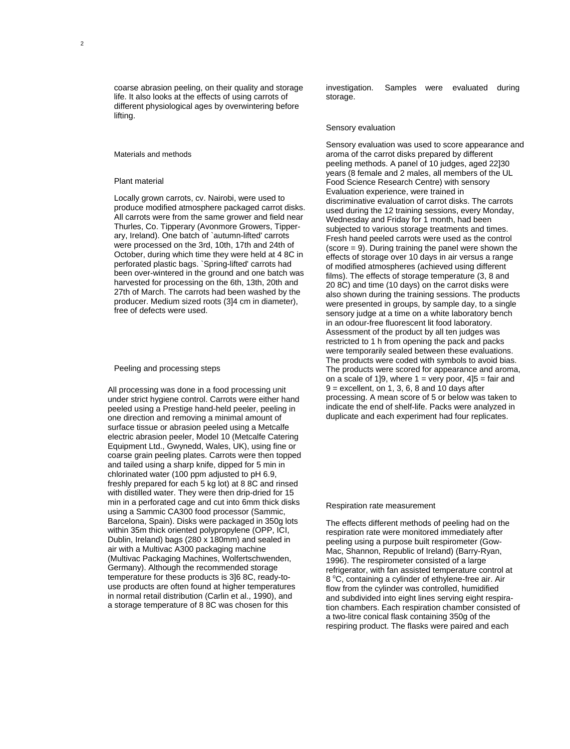coarse abrasion peeling, on their quality and storage life. It also looks at the effects of using carrots of different physiological ages by overwintering before lifting.

## Materials and methods

### Plant material

Locally grown carrots, cv. Nairobi, were used to produce modified atmosphere packaged carrot disks. All carrots were from the same grower and field near Thurles, Co. Tipperary (Avonmore Growers, Tipperary, Ireland). One batch of `autumn-lifted' carrots were processed on the 3rd, 10th, 17th and 24th of October, during which time they were held at 4 8C in perforated plastic bags. `Spring-lifted' carrots had been over-wintered in the ground and one batch was harvested for processing on the 6th, 13th, 20th and 27th of March. The carrots had been washed by the producer. Medium sized roots (3]4 cm in diameter), free of defects were used.

### Peeling and processing steps

All processing was done in a food processing unit under strict hygiene control. Carrots were either hand peeled using a Prestige hand-held peeler, peeling in one direction and removing a minimal amount of surface tissue or abrasion peeled using a Metcalfe electric abrasion peeler, Model 10 (Metcalfe Catering Equipment Ltd., Gwynedd, Wales, UK), using fine or coarse grain peeling plates. Carrots were then topped and tailed using a sharp knife, dipped for 5 min in chlorinated water (100 ppm adjusted to pH 6.9, freshly prepared for each 5 kg lot) at 8 8C and rinsed with distilled water. They were then drip-dried for 15 min in a perforated cage and cut into 6mm thick disks using a Sammic CA300 food processor (Sammic, Barcelona, Spain). Disks were packaged in 350g lots within 35m thick oriented polypropylene (OPP, ICI, Dublin, Ireland) bags (280 x 180mm) and sealed in air with a Multivac A300 packaging machine (Multivac Packaging Machines, Wolfertschwenden, Germany). Although the recommended storage temperature for these products is 3]6 8C, ready-to-use products are often found at higher temperatures in normal retail distribution (Carlin et al., 1990), and a storage temperature of 8 8C was chosen for this investigation. Samples were evaluated during storage.

### Sensory evaluation

Sensory evaluation was used to score appearance and aroma of the carrot disks prepared by different peeling methods. A panel of 10 judges, aged 22]30 years (8 female and 2 males, all members of the UL Food Science Research Centre) with sensory Evaluation experience, were trained in discriminative evaluation of carrot disks. The carrots used during the 12 training sessions, every Monday, Wednesday and Friday for 1 month, had been subjected to various storage treatments and times. Fresh hand peeled carrots were used as the control (score = 9). During training the panel were shown the effects of storage over 10 days in air versus a range of modified atmospheres (achieved using different films). The effects of storage temperature (3, 8 and 20 8C) and time (10 days) on the carrot disks were also shown during the training sessions. The products were presented in groups, by sample day, to a single sensory judge at a time on a white laboratory bench in an odour-free fluorescent lit food laboratory. Assessment of the product by all ten judges was restricted to 1 h from opening the pack and packs were temporarily sealed between these evaluations. The products were coded with symbols to avoid bias. The products were scored for appearance and aroma, on a scale of 1]9, where 1 = very poor, 4]5 = fair and 9 = excellent, on 1, 3, 6, 8 and 10 days after processing. A mean score of 5 or below was taken to indicate the end of shelf-life. Packs were analyzed in duplicate and each experiment had four replicates.

### Respiration rate measurement

The effects different methods of peeling had on the respiration rate were monitored immediately after peeling using a purpose built respirometer (Gow-Mac, Shannon, Republic of Ireland) (Barry-Ryan, 1996). The respirometer consisted of a large refrigerator, with fan assisted temperature control at 8 $^{o}$C, containing a cylinder of ethylene-free air. Air flow from the cylinder was controlled, humidified and subdivided into eight lines serving eight respiration chambers. Each respiration chamber consisted of a two-litre conical flask containing 350g of the respiring product. The flasks were paired and each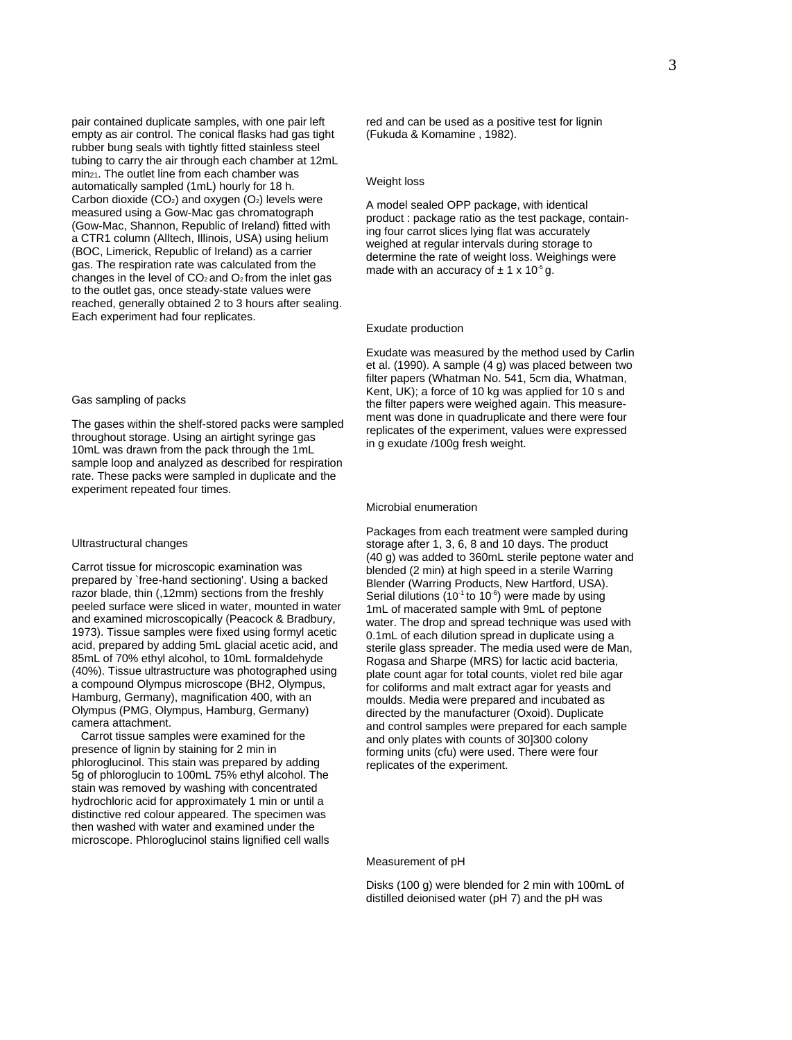pair contained duplicate samples, with one pair left empty as air control. The conical flasks had gas tight rubber bung seals with tightly fitted stainless steel tubing to carry the air through each chamber at 12mL min21. The outlet line from each chamber was automatically sampled (1mL) hourly for 18 h. Carbon dioxide ($CO_2$) and oxygen ($O_2$) levels were measured using a Gow-Mac gas chromatograph (Gow-Mac, Shannon, Republic of Ireland) fitted with a CTR1 column (Alltech, Illinois, USA) using helium (BOC, Limerick, Republic of Ireland) as a carrier gas. The respiration rate was calculated from the changes in the level of $CO_2$ and $O_2$ from the inlet gas to the outlet gas, once steady-state values were reached, generally obtained 2 to 3 hours after sealing. Each experiment had four replicates.

### Gas sampling of packs

The gases within the shelf-stored packs were sampled throughout storage. Using an airtight syringe gas 10mL was drawn from the pack through the 1mL sample loop and analyzed as described for respiration rate. These packs were sampled in duplicate and the experiment repeated four times.

### Ultrastructural changes

Carrot tissue for microscopic examination was prepared by `free-hand sectioning'. Using a backed razor blade, thin (,12mm) sections from the freshly peeled surface were sliced in water, mounted in water and examined microscopically (Peacock & Bradbury, 1973). Tissue samples were fixed using formyl acetic acid, prepared by adding 5mL glacial acetic acid, and 85mL of 70% ethyl alcohol, to 10mL formaldehyde (40%). Tissue ultrastructure was photographed using a compound Olympus microscope (BH2, Olympus, Hamburg, Germany), magnification 400, with an Olympus (PMG, Olympus, Hamburg, Germany) camera attachment.

Carrot tissue samples were examined for the presence of lignin by staining for 2 min in phloroglucinol. This stain was prepared by adding 5g of phloroglucin to 100mL 75% ethyl alcohol. The stain was removed by washing with concentrated hydrochloric acid for approximately 1 min or until a distinctive red colour appeared. The specimen was then washed with water and examined under the microscope. Phloroglucinol stains lignified cell walls red and can be used as a positive test for lignin (Fukuda & Komamine , 1982).

### Weight loss

A model sealed OPP package, with identical product : package ratio as the test package, containing four carrot slices lying flat was accurately weighed at regular intervals during storage to determine the rate of weight loss. Weighings were made with an accuracy of $\pm 1 \times 10^{-5}$ g.

### Exudate production

Exudate was measured by the method used by Carlin et al. (1990). A sample (4 g) was placed between two filter papers (Whatman No. 541, 5cm dia, Whatman, Kent, UK); a force of 10 kg was applied for 10 s and the filter papers were weighed again. This measurement was done in quadruplicate and there were four replicates of the experiment, values were expressed in g exudate /100g fresh weight.

### Microbial enumeration

Packages from each treatment were sampled during storage after 1, 3, 6, 8 and 10 days. The product (40 g) was added to 360mL sterile peptone water and blended (2 min) at high speed in a sterile Warring Blender (Warring Products, New Hartford, USA). Serial dilutions ($10^{-1}$ to $10^{-6}$) were made by using 1mL of macerated sample with 9mL of peptone water. The drop and spread technique was used with 0.1mL of each dilution spread in duplicate using a sterile glass spreader. The media used were de Man, Rogasa and Sharpe (MRS) for lactic acid bacteria, plate count agar for total counts, violet red bile agar for coliforms and malt extract agar for yeasts and moulds. Media were prepared and incubated as directed by the manufacturer (Oxoid). Duplicate and control samples were prepared for each sample and only plates with counts of 30]300 colony forming units (cfu) were used. There were four replicates of the experiment.

### Measurement of pH

Disks (100 g) were blended for 2 min with 100mL of distilled deionised water (pH 7) and the pH was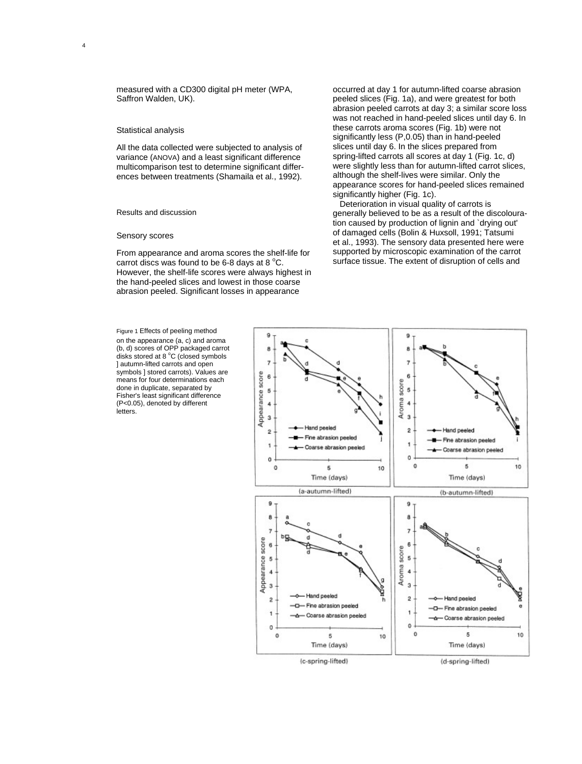measured with a CD300 digital pH meter (WPA, Saffron Walden, UK).

### Statistical analysis

All the data collected were subjected to analysis of variance (ANOVA) and a least significant difference multicomparison test to determine significant differences between treatments (Shamaila et al., 1992).

## Results and discussion

### Sensory scores

From appearance and aroma scores the shelf-life for carrot discs was found to be 6-8 days at 8 °C. However, the shelf-life scores were always highest in the hand-peeled slices and lowest in those coarse abrasion peeled. Significant losses in appearance occurred at day 1 for autumn-lifted coarse abrasion peeled slices (Fig. 1a), and were greatest for both abrasion peeled carrots at day 3; a similar score loss was not reached in hand-peeled slices until day 6. In these carrots aroma scores (Fig. 1b) were not significantly less (P,0.05) than in hand-peeled slices until day 6. In the slices prepared from spring-lifted carrots all scores at day 1 (Fig. 1c, d) were slightly less than for autumn-lifted carrot slices, although the shelf-lives were similar. Only the appearance scores for hand-peeled slices remained significantly higher (Fig. 1c).

Deterioration in visual quality of carrots is generally believed to be as a result of the discolouration caused by production of lignin and `drying out' of damaged cells (Bolin & Huxsoll, 1991; Tatsumi et al., 1993). The sensory data presented here were supported by microscopic examination of the carrot surface tissue. The extent of disruption of cells and

Figure 1 Effects of peeling method on the appearance (a, c) and aroma (b, d) scores of OPP packaged carrot disks stored at 8 °C (closed symbols ] autumn-lifted carrots and open symbols ] stored carrots). Values are means for four determinations each done in duplicate, separated by Fisher's least significant difference (P<0.05), denoted by different letters.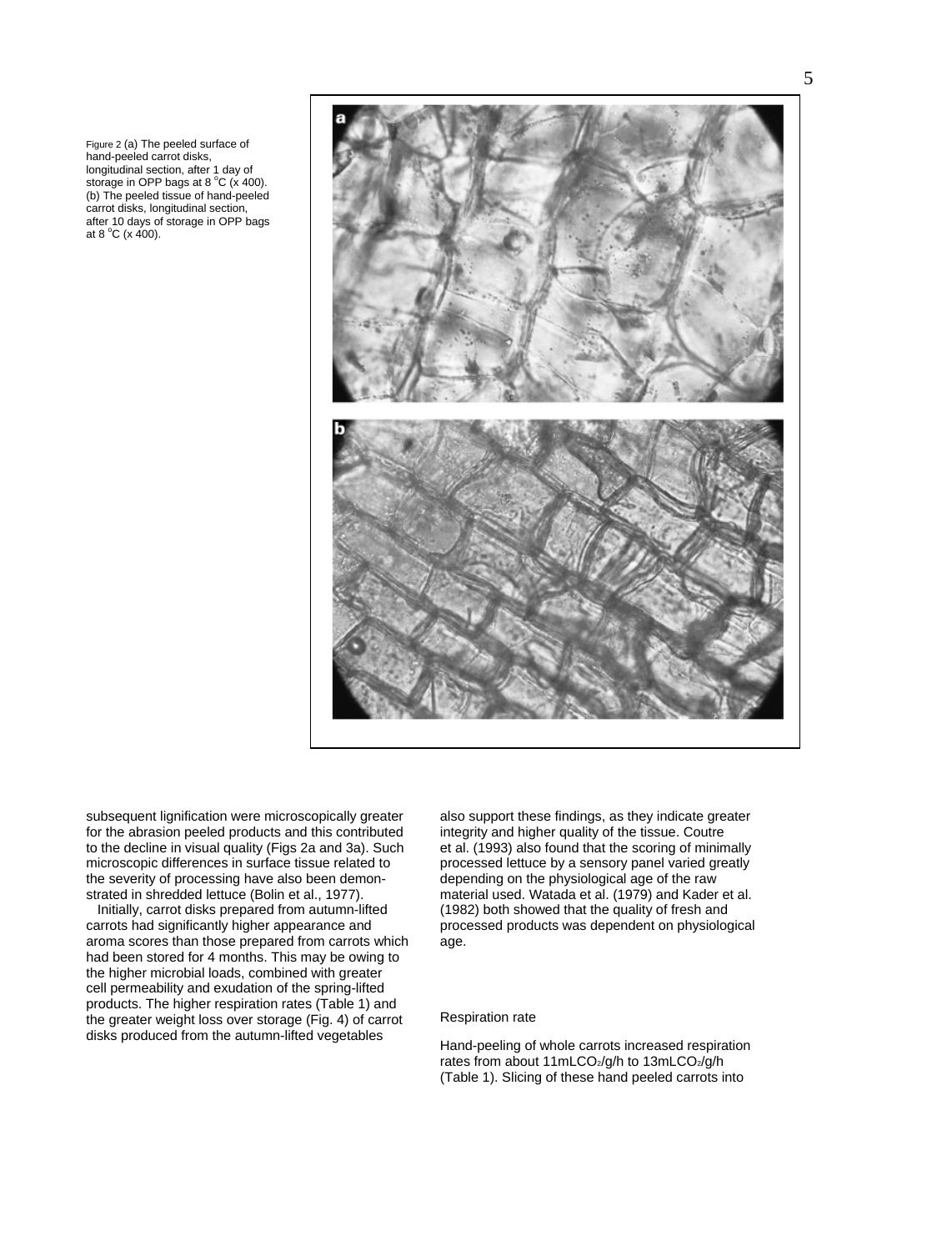Figure 2 (a) The peeled surface of hand-peeled carrot disks, longitudinal section, after 1 day of storage in OPP bags at 8 °C (x 400). (b) The peeled tissue of hand-peeled carrot disks, longitudinal section, after 10 days of storage in OPP bags at 8 °C (x 400).

subsequent lignification were microscopically greater for the abrasion peeled products and this contributed to the decline in visual quality (Figs 2a and 3a). Such microscopic differences in surface tissue related to the severity of processing have also been demonstrated in shredded lettuce (Bolin et al., 1977).

Initially, carrot disks prepared from autumn-lifted carrots had significantly higher appearance and aroma scores than those prepared from carrots which had been stored for 4 months. This may be owing to the higher microbial loads, combined with greater cell permeability and exudation of the spring-lifted products. The higher respiration rates (Table 1) and the greater weight loss over storage (Fig. 4) of carrot disks produced from the autumn-lifted vegetables also support these findings, as they indicate greater integrity and higher quality of the tissue. Coutre et al. (1993) also found that the scoring of minimally processed lettuce by a sensory panel varied greatly depending on the physiological age of the raw material used. Watada et al. (1979) and Kader et al. (1982) both showed that the quality of fresh and processed products was dependent on physiological age.

## Respiration rate

Hand-peeling of whole carrots increased respiration rates from about 11mL$CO_2$/g/h to 13mL$CO_2$/g/h (Table 1). Slicing of these hand peeled carrots into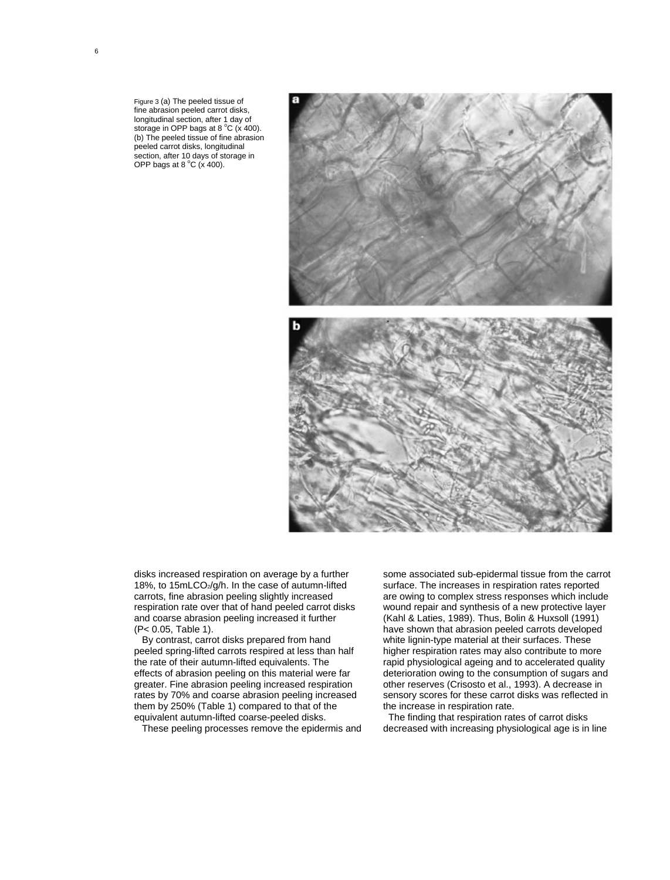Figure 3 (a) The peeled tissue of fine abrasion peeled carrot disks, longitudinal section, after 1 day of storage in OPP bags at 8 °C (x 400). (b) The peeled tissue of fine abrasion peeled carrot disks, longitudinal section, after 10 days of storage in OPP bags at 8 °C (x 400).

disks increased respiration on average by a further 18%, to 15mL$CO_2$/g/h. In the case of autumn-lifted carrots, fine abrasion peeling slightly increased respiration rate over that of hand peeled carrot disks and coarse abrasion peeling increased it further ($P < 0.05$, Table 1).

By contrast, carrot disks prepared from hand peeled spring-lifted carrots respired at less than half the rate of their autumn-lifted equivalents. The effects of abrasion peeling on this material were far greater. Fine abrasion peeling increased respiration rates by 70% and coarse abrasion peeling increased them by 250% (Table 1) compared to that of the equivalent autumn-lifted coarse-peeled disks.

These peeling processes remove the epidermis and some associated sub-epidermal tissue from the carrot surface. The increases in respiration rates reported are owing to complex stress responses which include wound repair and synthesis of a new protective layer (Kahl & Laties, 1989). Thus, Bolin & Huxsoll (1991) have shown that abrasion peeled carrots developed white lignin-type material at their surfaces. These higher respiration rates may also contribute to more rapid physiological ageing and to accelerated quality deterioration owing to the consumption of sugars and other reserves (Crisosto et al., 1993). A decrease in sensory scores for these carrot disks was reflected in the increase in respiration rate.

The finding that respiration rates of carrot disks decreased with increasing physiological age is in line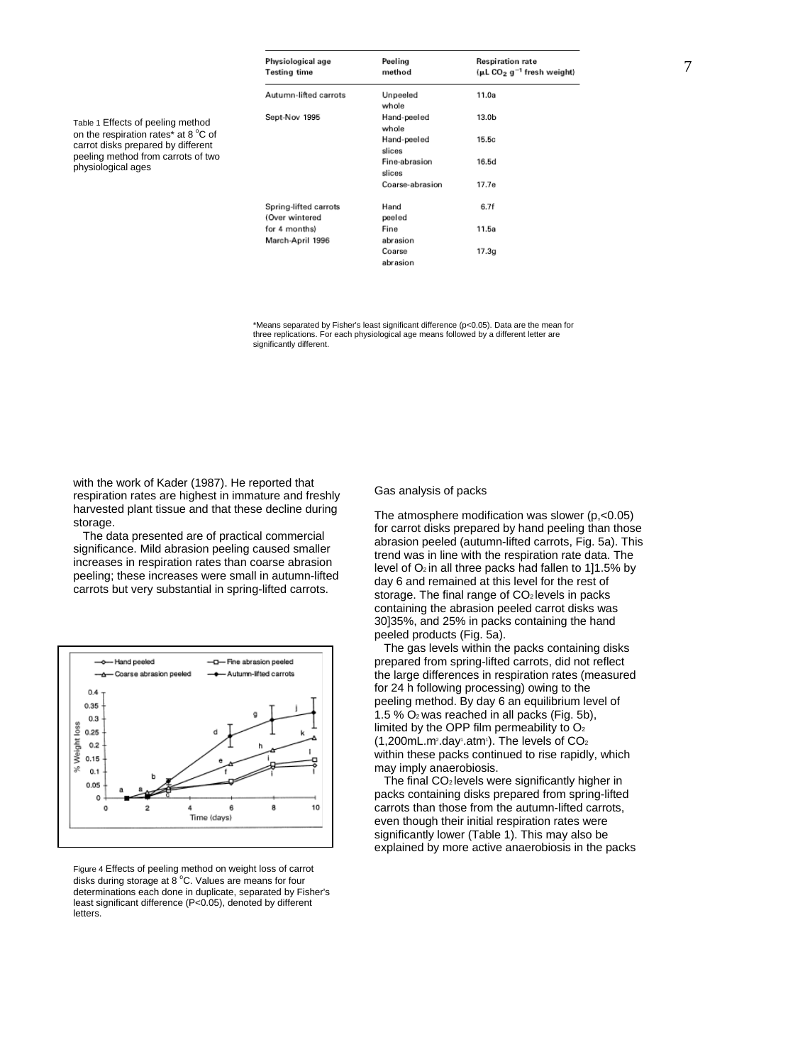Table 1 Effects of peeling method on the respiration rates* at 8 °C of carrot disks prepared by different peeling method from carrots of two physiological ages

| Physiological age Testing time | Peeling method | Respiration rate ($\mu$L $CO_2$ $g^{-1}$ fresh weight) |
|---|---|---|
| Autumn-lifted carrots | Unpeeled whole | 11.0a |
| Sept-Nov 1995 | Hand-peeled whole | 13.0b |
| | Hand-peeled slices | 15.5c |
| | Fine-abrasion slices | 16.5d |
| | Coarse-abrasion | 17.7e |
| Spring-lifted carrots (Over wintered for 4 months) March-April 1996 | Hand peeled | 6.7f |
| | Fine abrasion | 11.5a |
| | Coarse abrasion | 17.3g |

*Means separated by Fisher's least significant difference (p<0.05). Data are the mean for three replications. For each physiological age means followed by a different letter are significantly different.

with the work of Kader (1987). He reported that respiration rates are highest in immature and freshly harvested plant tissue and that these decline during storage.

The data presented are of practical commercial significance. Mild abrasion peeling caused smaller increases in respiration rates than coarse abrasion peeling; these increases were small in autumn-lifted carrots but very substantial in spring-lifted carrots.

Figure 4 Effects of peeling method on weight loss of carrot disks during storage at 8 °C. Values are means for four determinations each done in duplicate, separated by Fisher's least significant difference (P<0.05), denoted by different letters.

## Gas analysis of packs

The atmosphere modification was slower (p,<0.05) for carrot disks prepared by hand peeling than those abrasion peeled (autumn-lifted carrots, Fig. 5a). This trend was in line with the respiration rate data. The level of $O_2$ in all three packs had fallen to 1]1.5% by day 6 and remained at this level for the rest of storage. The final range of $CO_2$ levels in packs containing the abrasion peeled carrot disks was 30]35%, and 25% in packs containing the hand peeled products (Fig. 5a).

The gas levels within the packs containing disks prepared from spring-lifted carrots, did not reflect the large differences in respiration rates (measured for 24 h following processing) owing to the peeling method. By day 6 an equilibrium level of 1.5 % $O_2$ was reached in all packs (Fig. 5b), limited by the OPP film permeability to $O_2$ (1,200mL.$m^2$.$day^1$.$atm^1$). The levels of $CO_2$ within these packs continued to rise rapidly, which may imply anaerobiosis.

The final $CO_2$ levels were significantly higher in packs containing disks prepared from spring-lifted carrots than those from the autumn-lifted carrots, even though their initial respiration rates were significantly lower (Table 1). This may also be explained by more active anaerobiosis in the packs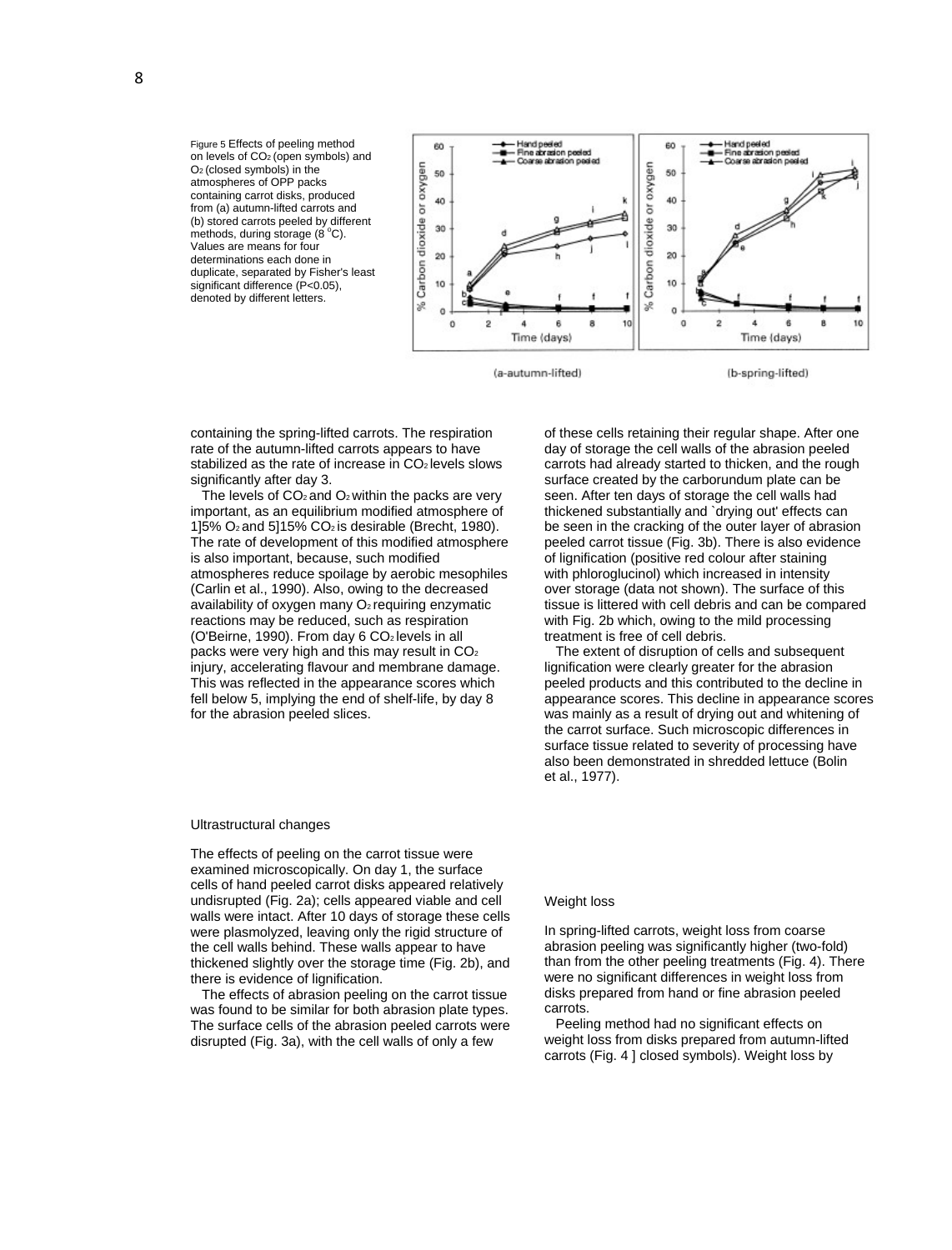Figure 5 Effects of peeling method on levels of $CO_2$ (open symbols) and $O_2$ (closed symbols) in the atmospheres of OPP packs containing carrot disks, produced from (a) autumn-lifted carrots and (b) stored carrots peeled by different methods, during storage (8 °C). Values are means for four determinations each done in duplicate, separated by Fisher's least significant difference ($P<0.05$), denoted by different letters.

(a-autumn-lifted) (b-spring-lifted)

containing the spring-lifted carrots. The respiration rate of the autumn-lifted carrots appears to have stabilized as the rate of increase in $CO_2$ levels slows significantly after day 3.

The levels of $CO_2$ and $O_2$ within the packs are very important, as an equilibrium modified atmosphere of 1]5% $O_2$ and 5]15% $CO_2$ is desirable (Brecht, 1980). The rate of development of this modified atmosphere is also important, because, such modified atmospheres reduce spoilage by aerobic mesophiles (Carlin et al., 1990). Also, owing to the decreased availability of oxygen many $O_2$ requiring enzymatic reactions may be reduced, such as respiration (O'Beirne, 1990). From day 6 $CO_2$ levels in all packs were very high and this may result in $CO_2$ injury, accelerating flavour and membrane damage. This was reflected in the appearance scores which fell below 5, implying the end of shelf-life, by day 8 for the abrasion peeled slices.

## Ultrastructural changes

The effects of peeling on the carrot tissue were examined microscopically. On day 1, the surface cells of hand peeled carrot disks appeared relatively undisrupted (Fig. 2a); cells appeared viable and cell walls were intact. After 10 days of storage these cells were plasmolyzed, leaving only the rigid structure of the cell walls behind. These walls appear to have thickened slightly over the storage time (Fig. 2b), and there is evidence of lignification.

The effects of abrasion peeling on the carrot tissue was found to be similar for both abrasion plate types. The surface cells of the abrasion peeled carrots were disrupted (Fig. 3a), with the cell walls of only a few of these cells retaining their regular shape. After one day of storage the cell walls of the abrasion peeled carrots had already started to thicken, and the rough surface created by the carborundum plate can be seen. After ten days of storage the cell walls had thickened substantially and `drying out' effects can be seen in the cracking of the outer layer of abrasion peeled carrot tissue (Fig. 3b). There is also evidence of lignification (positive red colour after staining with phloroglucinol) which increased in intensity over storage (data not shown). The surface of this tissue is littered with cell debris and can be compared with Fig. 2b which, owing to the mild processing treatment is free of cell debris.

The extent of disruption of cells and subsequent lignification were clearly greater for the abrasion peeled products and this contributed to the decline in appearance scores. This decline in appearance scores was mainly as a result of drying out and whitening of the carrot surface. Such microscopic differences in surface tissue related to severity of processing have also been demonstrated in shredded lettuce (Bolin et al., 1977).

## Weight loss

In spring-lifted carrots, weight loss from coarse abrasion peeling was significantly higher (two-fold) than from the other peeling treatments (Fig. 4). There were no significant differences in weight loss from disks prepared from hand or fine abrasion peeled carrots.

Peeling method had no significant effects on weight loss from disks prepared from autumn-lifted carrots (Fig. 4 ] closed symbols). Weight loss by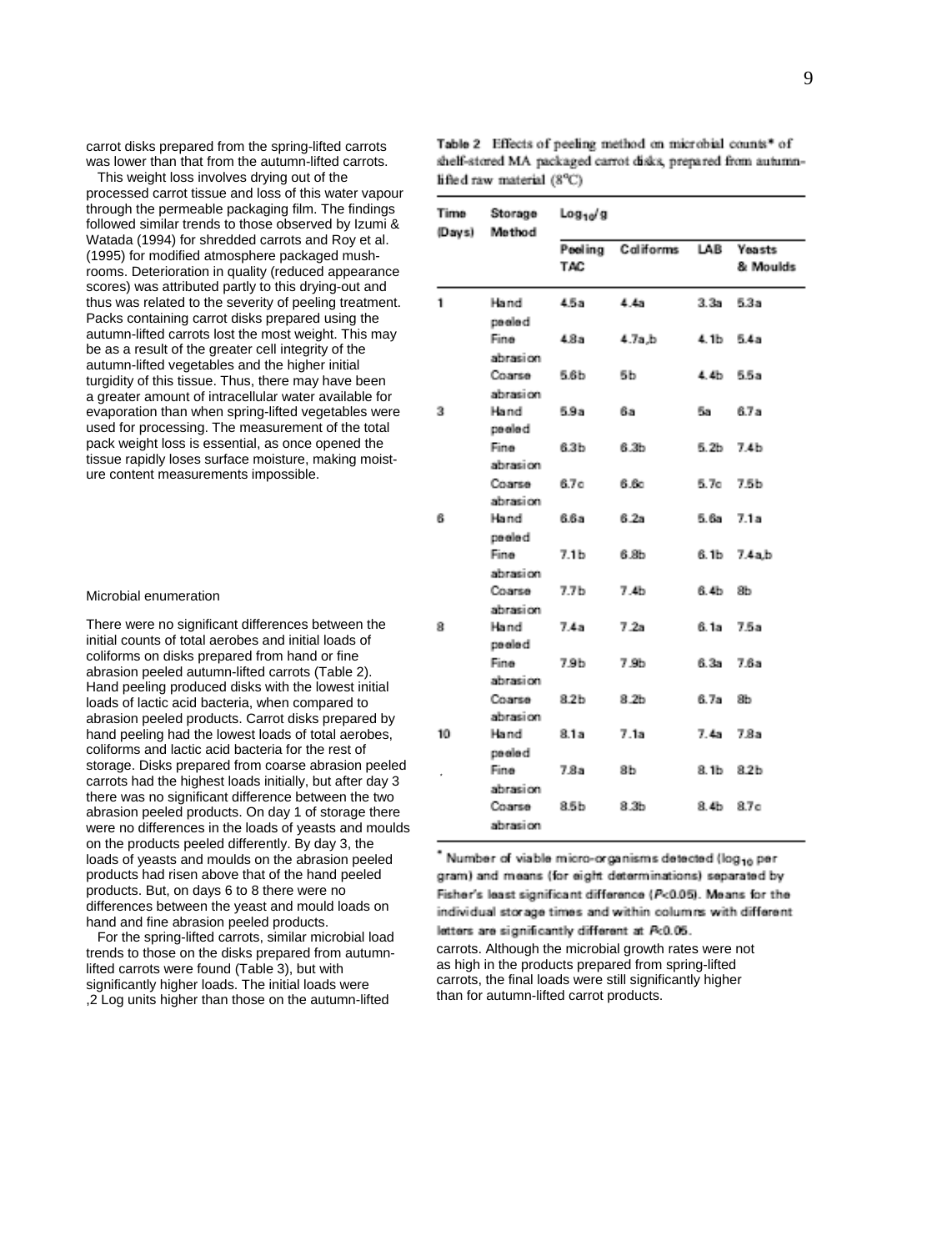carrot disks prepared from the spring-lifted carrots was lower than that from the autumn-lifted carrots.

This weight loss involves drying out of the processed carrot tissue and loss of this water vapour through the permeable packaging film. The findings followed similar trends to those observed by Izumi & Watada (1994) for shredded carrots and Roy et al. (1995) for modified atmosphere packaged mushrooms. Deterioration in quality (reduced appearance scores) was attributed partly to this drying-out and thus was related to the severity of peeling treatment. Packs containing carrot disks prepared using the autumn-lifted carrots lost the most weight. This may be as a result of the greater cell integrity of the autumn-lifted vegetables and the higher initial turgidity of this tissue. Thus, there may have been a greater amount of intracellular water available for evaporation than when spring-lifted vegetables were used for processing. The measurement of the total pack weight loss is essential, as once opened the tissue rapidly loses surface moisture, making moisture content measurements impossible.

## Microbial enumeration

There were no significant differences between the initial counts of total aerobes and initial loads of coliforms on disks prepared from hand or fine abrasion peeled autumn-lifted carrots (Table 2). Hand peeling produced disks with the lowest initial loads of lactic acid bacteria, when compared to abrasion peeled products. Carrot disks prepared by hand peeling had the lowest loads of total aerobes, coliforms and lactic acid bacteria for the rest of storage. Disks prepared from coarse abrasion peeled carrots had the highest loads initially, but after day 3 there was no significant difference between the two abrasion peeled products. On day 1 of storage there were no differences in the loads of yeasts and moulds on the products peeled differently. By day 3, the loads of yeasts and moulds on the abrasion peeled products had risen above that of the hand peeled products. But, on days 6 to 8 there were no differences between the yeast and mould loads on hand and fine abrasion peeled products.

For the spring-lifted carrots, similar microbial load trends to those on the disks prepared from autumn-lifted carrots were found (Table 3), but with significantly higher loads. The initial loads were ,2 Log units higher than those on the autumn-lifted carrots. Although the microbial growth rates were not as high in the products prepared from spring-lifted carrots, the final loads were still significantly higher than for autumn-lifted carrot products.

**Table 2** Effects of peeling method on microbial counts* of shelf-stored MA packaged carrot disks, prepared from autumn-lifted raw material (8°C)

| Time (Days) | Storage Method | $Log_{10}$/g | | | |
|---|---|---|---|---|---|
| | | Peeling TAC | Coliforms | LAB | Yeasts & Moulds |
| 1 | Hand peeled | 4.5a | 4.4a | 3.3a | 5.3a |
| | Fine abrasion | 4.8a | 4.7a,b | 4.1b | 5.4a |
| | Coarse abrasion | 5.6b | 5b | 4.4b | 5.5a |
| 3 | Hand peeled | 5.9a | 6a | 5a | 6.7a |
| | Fine abrasion | 6.3b | 6.3b | 5.2b | 7.4b |
| | Coarse abrasion | 6.7c | 6.6c | 5.7c | 7.5b |
| 6 | Hand peeled | 6.6a | 6.2a | 5.6a | 7.1a |
| | Fine abrasion | 7.1b | 6.8b | 6.1b | 7.4a,b |
| | Coarse abrasion | 7.7b | 7.4b | 6.4b | 8b |
| 8 | Hand peeled | 7.4a | 7.2a | 6.1a | 7.5a |
| | Fine abrasion | 7.9b | 7.9b | 6.3a | 7.6a |
| | Coarse abrasion | 8.2b | 8.2b | 6.7a | 8b |
| 10 | Hand peeled | 8.1a | 7.1a | 7.4a | 7.8a |
| . | Fine abrasion | 7.8a | 8b | 8.1b | 8.2b |
| | Coarse abrasion | 8.5b | 8.3b | 8.4b | 8.7c |

* Number of viable micro-organisms detected ($log_{10}$ per gram) and means (for eight determinations) separated by Fisher's least significant difference ($P<0.05$). Means for the individual storage times and within columns with different letters are significantly different at $P<0.05$.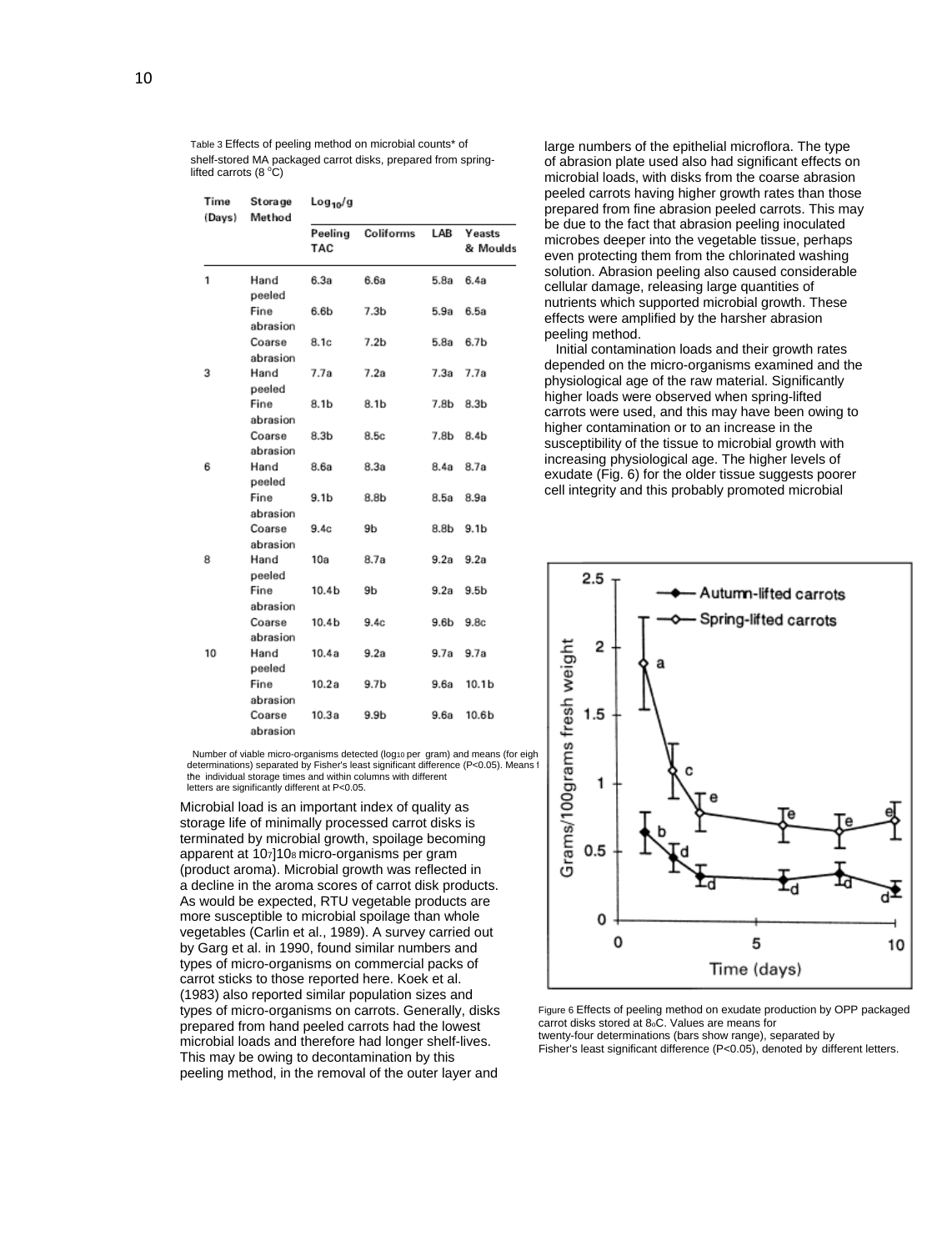Table 3 Effects of peeling method on microbial counts* of shelf-stored MA packaged carrot disks, prepared from spring-lifted carrots (8 °C)

| Time (Days) | Storage Method | $Log_{10}$/g | | | |
|---|---|---|---|---|---|
| | | Peeling TAC | Coliforms | LAB | Yeasts & Moulds |
| 1 | Hand peeled | 6.3a | 6.6a | 5.8a | 6.4a |
| | Fine abrasion | 6.6b | 7.3b | 5.9a | 6.5a |
| | Coarse abrasion | 8.1c | 7.2b | 5.8a | 6.7b |
| 3 | Hand peeled | 7.7a | 7.2a | 7.3a | 7.7a |
| | Fine abrasion | 8.1b | 8.1b | 7.8b | 8.3b |
| | Coarse abrasion | 8.3b | 8.5c | 7.8b | 8.4b |
| 6 | Hand peeled | 8.6a | 8.3a | 8.4a | 8.7a |
| | Fine abrasion | 9.1b | 8.8b | 8.5a | 8.9a |
| | Coarse abrasion | 9.4c | 9b | 8.8b | 9.1b |
| 8 | Hand peeled | 10a | 8.7a | 9.2a | 9.2a |
| | Fine abrasion | 10.4b | 9b | 9.2a | 9.5b |
| | Coarse abrasion | 10.4b | 9.4c | 9.6b | 9.8c |
| 10 | Hand peeled | 10.4a | 9.2a | 9.7a | 9.7a |
| | Fine abrasion | 10.2a | 9.7b | 9.6a | 10.1b |
| | Coarse abrasion | 10.3a | 9.9b | 9.6a | 10.6b |

Number of viable micro-organisms detected ($log_{10}$ per gram) and means (for eigh determinations) separated by Fisher's least significant difference (P<0.05). Means f the individual storage times and within columns with different letters are significantly different at P<0.05.

Microbial load is an important index of quality as storage life of minimally processed carrot disks is terminated by microbial growth, spoilage becoming apparent at $10^7$]$10^8$ micro-organisms per gram (product aroma). Microbial growth was reflected in a decline in the aroma scores of carrot disk products. As would be expected, RTU vegetable products are more susceptible to microbial spoilage than whole vegetables (Carlin et al., 1989). A survey carried out by Garg et al. in 1990, found similar numbers and types of micro-organisms on commercial packs of carrot sticks to those reported here. Koek et al. (1983) also reported similar population sizes and types of micro-organisms on carrots. Generally, disks prepared from hand peeled carrots had the lowest microbial loads and therefore had longer shelf-lives. This may be owing to decontamination by this peeling method, in the removal of the outer layer and large numbers of the epithelial microflora. The type of abrasion plate used also had significant effects on microbial loads, with disks from the coarse abrasion peeled carrots having higher growth rates than those prepared from fine abrasion peeled carrots. This may be due to the fact that abrasion peeling inoculated microbes deeper into the vegetable tissue, perhaps even protecting them from the chlorinated washing solution. Abrasion peeling also caused considerable cellular damage, releasing large quantities of nutrients which supported microbial growth. These effects were amplified by the harsher abrasion peeling method.

Initial contamination loads and their growth rates depended on the micro-organisms examined and the physiological age of the raw material. Significantly higher loads were observed when spring-lifted carrots were used, and this may have been owing to higher contamination or to an increase in the susceptibility of the tissue to microbial growth with increasing physiological age. The higher levels of exudate (Fig. 6) for the older tissue suggests poorer cell integrity and this probably promoted microbial

Figure 6 Effects of peeling method on exudate production by OPP packaged carrot disks stored at 8 °C. Values are means for twenty-four determinations (bars show range), separated by Fisher's least significant difference (P<0.05), denoted by different letters.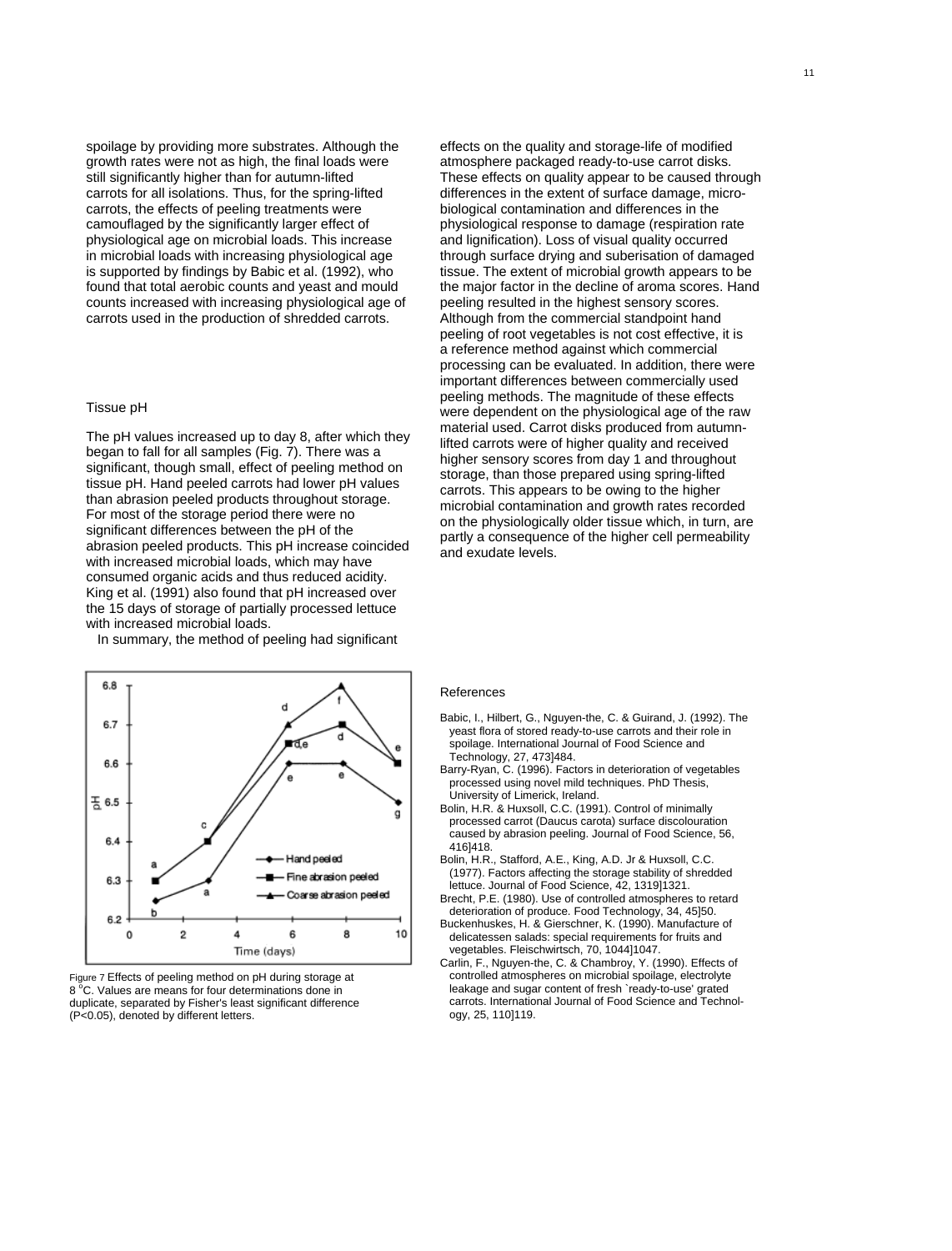spoilage by providing more substrates. Although the growth rates were not as high, the final loads were still significantly higher than for autumn-lifted carrots for all isolations. Thus, for the spring-lifted carrots, the effects of peeling treatments were camouflaged by the significantly larger effect of physiological age on microbial loads. This increase in microbial loads with increasing physiological age is supported by findings by Babic et al. (1992), who found that total aerobic counts and yeast and mould counts increased with increasing physiological age of carrots used in the production of shredded carrots.

### Tissue pH

The pH values increased up to day 8, after which they began to fall for all samples (Fig. 7). There was a significant, though small, effect of peeling method on tissue pH. Hand peeled carrots had lower pH values than abrasion peeled products throughout storage. For most of the storage period there were no significant differences between the pH of the abrasion peeled products. This pH increase coincided with increased microbial loads, which may have consumed organic acids and thus reduced acidity. King et al. (1991) also found that pH increased over the 15 days of storage of partially processed lettuce with increased microbial loads.

In summary, the method of peeling had significant effects on the quality and storage-life of modified atmosphere packaged ready-to-use carrot disks. These effects on quality appear to be caused through differences in the extent of surface damage, micro-biological contamination and differences in the physiological response to damage (respiration rate and lignification). Loss of visual quality occurred through surface drying and suberisation of damaged tissue. The extent of microbial growth appears to be the major factor in the decline of aroma scores. Hand peeling resulted in the highest sensory scores. Although from the commercial standpoint hand peeling of root vegetables is not cost effective, it is a reference method against which commercial processing can be evaluated. In addition, there were important differences between commercially used peeling methods. The magnitude of these effects were dependent on the physiological age of the raw material used. Carrot disks produced from autumn-lifted carrots were of higher quality and received higher sensory scores from day 1 and throughout storage, than those prepared using spring-lifted carrots. This appears to be owing to the higher microbial contamination and growth rates recorded on the physiologically older tissue which, in turn, are partly a consequence of the higher cell permeability and exudate levels.

Figure 7 Effects of peeling method on pH during storage at 8 °C. Values are means for four determinations done in duplicate, separated by Fisher's least significant difference ($P<0.05$), denoted by different letters.

### References

Babic, I., Hilbert, G., Nguyen-the, C. & Guirand, J. (1992). The yeast flora of stored ready-to-use carrots and their role in spoilage. International Journal of Food Science and Technology, 27, 473]484.

Barry-Ryan, C. (1996). Factors in deterioration of vegetables processed using novel mild techniques. PhD Thesis, University of Limerick, Ireland.

Bolin, H.R. & Huxsoll, C.C. (1991). Control of minimally processed carrot (Daucus carota) surface discolouration caused by abrasion peeling. Journal of Food Science, 56, 416]418.

Bolin, H.R., Stafford, A.E., King, A.D. Jr & Huxsoll, C.C. (1977). Factors affecting the storage stability of shredded lettuce. Journal of Food Science, 42, 1319]1321.

Brecht, P.E. (1980). Use of controlled atmospheres to retard deterioration of produce. Food Technology, 34, 45]50.

Buckenhuskes, H. & Gierschner, K. (1990). Manufacture of delicatessen salads: special requirements for fruits and vegetables. Fleischwirtsch, 70, 1044]1047.

Carlin, F., Nguyen-the, C. & Chambroy, Y. (1990). Effects of controlled atmospheres on microbial spoilage, electrolyte leakage and sugar content of fresh `ready-to-use' grated carrots. International Journal of Food Science and Technology, 25, 110]119.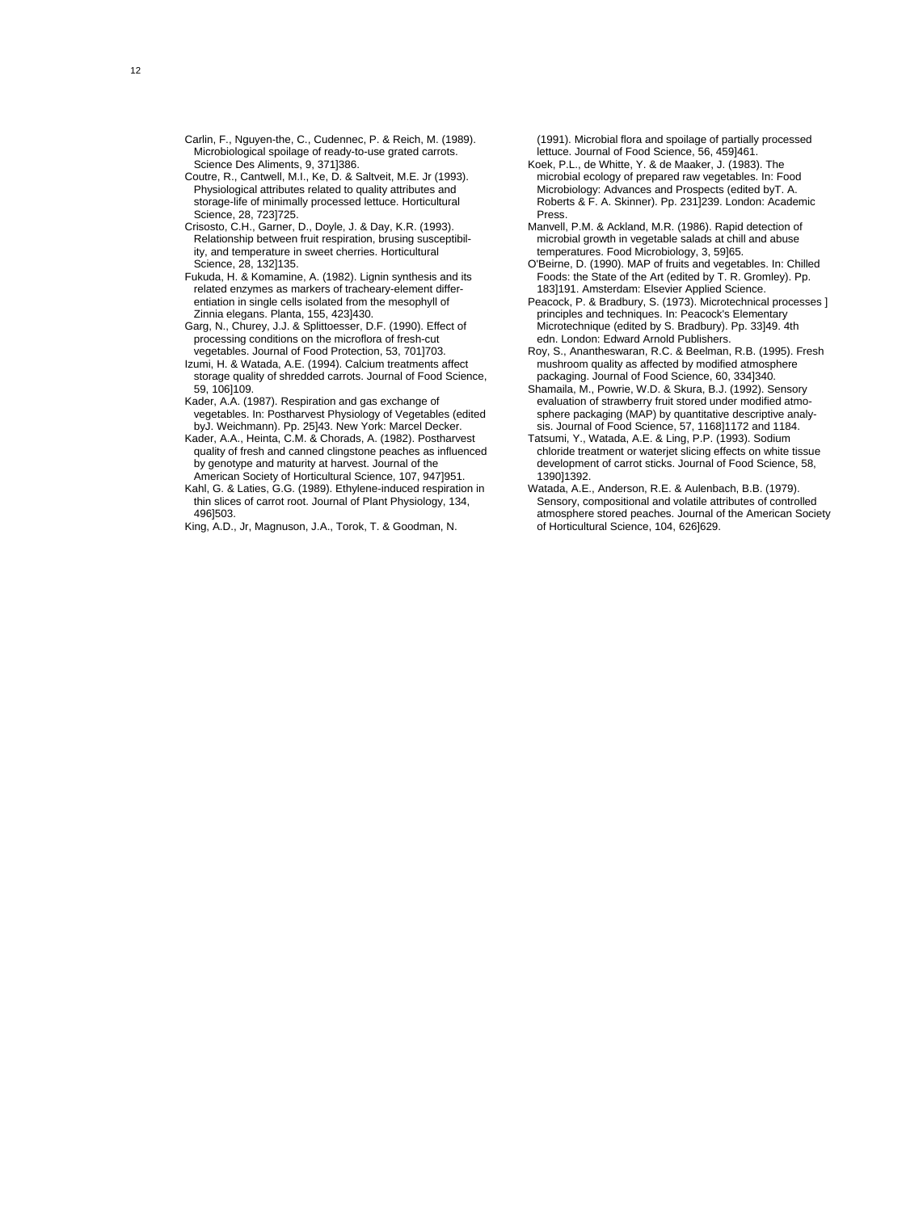Carlin, F., Nguyen-the, C., Cudennec, P. & Reich, M. (1989). Microbiological spoilage of ready-to-use grated carrots. Science Des Aliments, 9, 371]386.

Coutre, R., Cantwell, M.I., Ke, D. & Saltveit, M.E. Jr (1993). Physiological attributes related to quality attributes and storage-life of minimally processed lettuce. Horticultural Science, 28, 723]725.

Crisosto, C.H., Garner, D., Doyle, J. & Day, K.R. (1993). Relationship between fruit respiration, brusing susceptibility, and temperature in sweet cherries. Horticultural Science, 28, 132]135.

Fukuda, H. & Komamine, A. (1982). Lignin synthesis and its related enzymes as markers of tracheary-element differentiation in single cells isolated from the mesophyll of Zinnia elegans. Planta, 155, 423]430.

Garg, N., Churey, J.J. & Splittoesser, D.F. (1990). Effect of processing conditions on the microflora of fresh-cut vegetables. Journal of Food Protection, 53, 701]703.

Izumi, H. & Watada, A.E. (1994). Calcium treatments affect storage quality of shredded carrots. Journal of Food Science, 59, 106]109.

Kader, A.A. (1987). Respiration and gas exchange of vegetables. In: Postharvest Physiology of Vegetables (edited byJ. Weichmann). Pp. 25]43. New York: Marcel Decker.

Kader, A.A., Heinta, C.M. & Chorads, A. (1982). Postharvest quality of fresh and canned clingstone peaches as influenced by genotype and maturity at harvest. Journal of the American Society of Horticultural Science, 107, 947]951.

Kahl, G. & Laties, G.G. (1989). Ethylene-induced respiration in thin slices of carrot root. Journal of Plant Physiology, 134, 496]503.

King, A.D., Jr, Magnuson, J.A., Torok, T. & Goodman, N. (1991). Microbial flora and spoilage of partially processed lettuce. Journal of Food Science, 56, 459]461.

Koek, P.L., de Whitte, Y. & de Maaker, J. (1983). The microbial ecology of prepared raw vegetables. In: Food Microbiology: Advances and Prospects (edited byT. A. Roberts & F. A. Skinner). Pp. 231]239. London: Academic Press.

Manvell, P.M. & Ackland, M.R. (1986). Rapid detection of microbial growth in vegetable salads at chill and abuse temperatures. Food Microbiology, 3, 59]65.

O'Beirne, D. (1990). MAP of fruits and vegetables. In: Chilled Foods: the State of the Art (edited by T. R. Gromley). Pp. 183]191. Amsterdam: Elsevier Applied Science.

Peacock, P. & Bradbury, S. (1973). Microtechnical processes ] principles and techniques. In: Peacock's Elementary Microtechnique (edited by S. Bradbury). Pp. 33]49. 4th edn. London: Edward Arnold Publishers.

Roy, S., Anantheswaran, R.C. & Beelman, R.B. (1995). Fresh mushroom quality as affected by modified atmosphere packaging. Journal of Food Science, 60, 334]340.

Shamaila, M., Powrie, W.D. & Skura, B.J. (1992). Sensory evaluation of strawberry fruit stored under modified atmosphere packaging (MAP) by quantitative descriptive analysis. Journal of Food Science, 57, 1168]1172 and 1184.

Tatsumi, Y., Watada, A.E. & Ling, P.P. (1993). Sodium chloride treatment or waterjet slicing effects on white tissue development of carrot sticks. Journal of Food Science, 58, 1390]1392.

Watada, A.E., Anderson, R.E. & Aulenbach, B.B. (1979). Sensory, compositional and volatile attributes of controlled atmosphere stored peaches. Journal of the American Society of Horticultural Science, 104, 626]629.